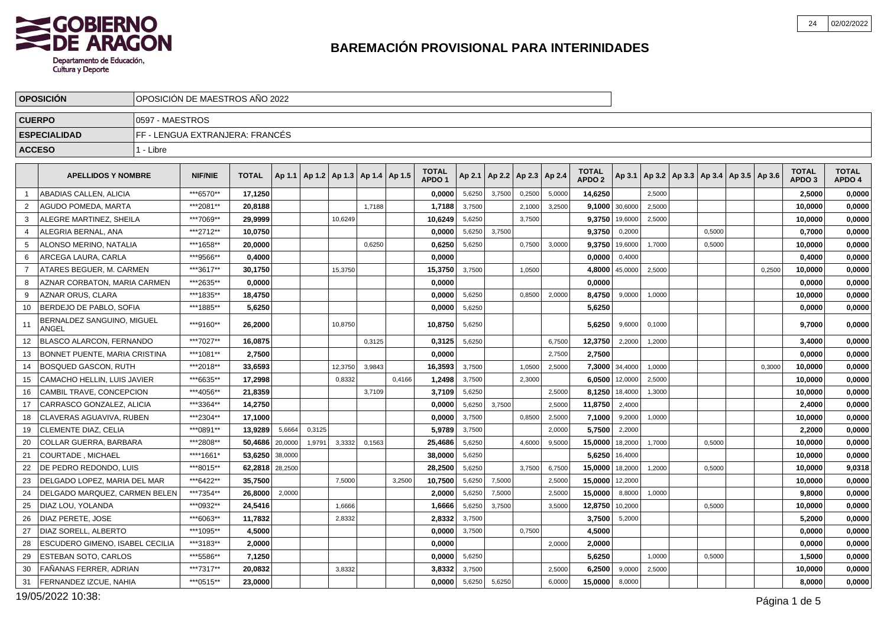# BAREMACIÓN PROVISIONAL PARA INTERINIDADES

GOBIERNO DE ARAGON
Departamento de Educación, Cultura y Deporte

| | |
|---|---|
| **OPOSICIÓN** | OPOSICIÓN DE MAESTROS AÑO 2022 |
| **CUERPO** | 0597 - MAESTROS |
| **ESPECIALIDAD** | FF - LENGUA EXTRANJERA: FRANCÉS |
| **ACCESO** | 1 - Libre |

| | APELLIDOS Y NOMBRE | NIF/NIE | TOTAL | Ap 1.1 | Ap 1.2 | Ap 1.3 | Ap 1.4 | Ap 1.5 | TOTAL APDO 1 | Ap 2.1 | Ap 2.2 | Ap 2.3 | Ap 2.4 | TOTAL APDO 2 | Ap 3.1 | Ap 3.2 | Ap 3.3 | Ap 3.4 | Ap 3.5 | Ap 3.6 | TOTAL APDO 3 | TOTAL APDO 4 |
|---|---|---|---|---|---|---|---|---|---|---|---|---|---|---|---|---|---|---|---|---|---|---|
| 1 | ABADIAS CALLEN, ALICIA | ***6570** | **17,1250** | | | | | | **0,0000** | 5,6250 | 3,7500 | 0,2500 | 5,0000 | **14,6250** | | 2,5000 | | | | | **2,5000** | **0,0000** |
| 2 | AGUDO POMEDA, MARTA | ***2081** | **20,8188** | | | | 1,7188 | | **1,7188** | 3,7500 | | 2,1000 | 3,2500 | **9,1000** | 30,6000 | 2,5000 | | | | | **10,0000** | **0,0000** |
| 3 | ALEGRE MARTINEZ, SHEILA | ***7069** | **29,9999** | | | 10,6249 | | | **10,6249** | 5,6250 | | 3,7500 | | **9,3750** | 19,6000 | 2,5000 | | | | | **10,0000** | **0,0000** |
| 4 | ALEGRIA BERNAL, ANA | ***2712** | **10,0750** | | | | | | **0,0000** | 5,6250 | 3,7500 | | | **9,3750** | 0,2000 | | | 0,5000 | | | **0,7000** | **0,0000** |
| 5 | ALONSO MERINO, NATALIA | ***1658** | **20,0000** | | | | 0,6250 | | **0,6250** | 5,6250 | | 0,7500 | 3,0000 | **9,3750** | 19,6000 | 1,7000 | | 0,5000 | | | **10,0000** | **0,0000** |
| 6 | ARCEGA LAURA, CARLA | ***9566** | **0,4000** | | | | | | **0,0000** | | | | | **0,0000** | 0,4000 | | | | | | **0,4000** | **0,0000** |
| 7 | ATARES BEGUER, M. CARMEN | ***3617** | **30,1750** | | | 15,3750 | | | **15,3750** | 3,7500 | | 1,0500 | | **4,8000** | 45,0000 | 2,5000 | | | | 0,2500 | **10,0000** | **0,0000** |
| 8 | AZNAR CORBATON, MARIA CARMEN | ***2635** | **0,0000** | | | | | | **0,0000** | | | | | **0,0000** | | | | | | | **0,0000** | **0,0000** |
| 9 | AZNAR ORUS, CLARA | ***1835** | **18,4750** | | | | | | **0,0000** | 5,6250 | | 0,8500 | 2,0000 | **8,4750** | 9,0000 | 1,0000 | | | | | **10,0000** | **0,0000** |
| 10 | BERDEJO DE PABLO, SOFIA | ***1885** | **5,6250** | | | | | | **0,0000** | 5,6250 | | | | **5,6250** | | | | | | | **0,0000** | **0,0000** |
| 11 | BERNALDEZ SANGUINO, MIGUEL ANGEL | ***9160** | **26,2000** | | | 10,8750 | | | **10,8750** | 5,6250 | | | | **5,6250** | 9,6000 | 0,1000 | | | | | **9,7000** | **0,0000** |
| 12 | BLASCO ALARCON, FERNANDO | ***7027** | **16,0875** | | | | 0,3125 | | **0,3125** | 5,6250 | | | 6,7500 | **12,3750** | 2,2000 | 1,2000 | | | | | **3,4000** | **0,0000** |
| 13 | BONNET PUENTE, MARIA CRISTINA | ***1081** | **2,7500** | | | | | | **0,0000** | | | | 2,7500 | **2,7500** | | | | | | | **0,0000** | **0,0000** |
| 14 | BOSQUED GASCON, RUTH | ***2018** | **33,6593** | | | 12,3750 | 3,9843 | | **16,3593** | 3,7500 | | 1,0500 | 2,5000 | **7,3000** | 34,4000 | 1,0000 | | | | 0,3000 | **10,0000** | **0,0000** |
| 15 | CAMACHO HELLIN, LUIS JAVIER | ***6635** | **17,2998** | | | 0,8332 | | 0,4166 | **1,2498** | 3,7500 | | 2,3000 | | **6,0500** | 12,0000 | 2,5000 | | | | | **10,0000** | **0,0000** |
| 16 | CAMBIL TRAVE, CONCEPCION | ***4056** | **21,8359** | | | | 3,7109 | | **3,7109** | 5,6250 | | | 2,5000 | **8,1250** | 18,4000 | 1,3000 | | | | | **10,0000** | **0,0000** |
| 17 | CARRASCO GONZALEZ, ALICIA | ***3364** | **14,2750** | | | | | | **0,0000** | 5,6250 | 3,7500 | | 2,5000 | **11,8750** | 2,4000 | | | | | | **2,4000** | **0,0000** |
| 18 | CLAVERAS AGUAVIVA, RUBEN | ***2304** | **17,1000** | | | | | | **0,0000** | 3,7500 | | 0,8500 | 2,5000 | **7,1000** | 9,2000 | 1,0000 | | | | | **10,0000** | **0,0000** |
| 19 | CLEMENTE DIAZ, CELIA | ***0891** | **13,9289** | 5,6664 | 0,3125 | | | | **5,9789** | 3,7500 | | | 2,0000 | **5,7500** | 2,2000 | | | | | | **2,2000** | **0,0000** |
| 20 | COLLAR GUERRA, BARBARA | ***2808** | **50,4686** | 20,0000 | 1,9791 | 3,3332 | 0,1563 | | **25,4686** | 5,6250 | | 4,6000 | 9,5000 | **15,0000** | 18,2000 | 1,7000 | | 0,5000 | | | **10,0000** | **0,0000** |
| 21 | COURTADE , MICHAEL | ****1661* | **53,6250** | 38,0000 | | | | | **38,0000** | 5,6250 | | | | **5,6250** | 16,4000 | | | | | | **10,0000** | **0,0000** |
| 22 | DE PEDRO REDONDO, LUIS | ***8015** | **62,2818** | 28,2500 | | | | | **28,2500** | 5,6250 | | 3,7500 | 6,7500 | **15,0000** | 18,2000 | 1,2000 | | 0,5000 | | | **10,0000** | **9,0318** |
| 23 | DELGADO LOPEZ, MARIA DEL MAR | ***6422** | **35,7500** | | | 7,5000 | | 3,2500 | **10,7500** | 5,6250 | 7,5000 | | 2,5000 | **15,0000** | 12,2000 | | | | | | **10,0000** | **0,0000** |
| 24 | DELGADO MARQUEZ, CARMEN BELEN | ***7354** | **26,8000** | 2,0000 | | | | | **2,0000** | 5,6250 | 7,5000 | | 2,5000 | **15,0000** | 8,8000 | 1,0000 | | | | | **9,8000** | **0,0000** |
| 25 | DIAZ LOU, YOLANDA | ***0932** | **24,5416** | | | 1,6666 | | | **1,6666** | 5,6250 | 3,7500 | | 3,5000 | **12,8750** | 10,2000 | | | 0,5000 | | | **10,0000** | **0,0000** |
| 26 | DIAZ PERETE, JOSE | ***6063** | **11,7832** | | | 2,8332 | | | **2,8332** | 3,7500 | | | | **3,7500** | 5,2000 | | | | | | **5,2000** | **0,0000** |
| 27 | DIAZ SORELL, ALBERTO | ***1095** | **4,5000** | | | | | | **0,0000** | 3,7500 | | 0,7500 | | **4,5000** | | | | | | | **0,0000** | **0,0000** |
| 28 | ESCUDERO GIMENO, ISABEL CECILIA | ***3183** | **2,0000** | | | | | | **0,0000** | | | | 2,0000 | **2,0000** | | | | | | | **0,0000** | **0,0000** |
| 29 | ESTEBAN SOTO, CARLOS | ***5586** | **7,1250** | | | | | | **0,0000** | 5,6250 | | | | **5,6250** | | 1,0000 | | 0,5000 | | | **1,5000** | **0,0000** |
| 30 | FAÑANAS FERRER, ADRIAN | ***7317** | **20,0832** | | | 3,8332 | | | **3,8332** | 3,7500 | | | 2,5000 | **6,2500** | 9,0000 | 2,5000 | | | | | **10,0000** | **0,0000** |
| 31 | FERNANDEZ IZCUE, NAHIA | ***0515** | **23,0000** | | | | | | **0,0000** | 5,6250 | 5,6250 | | 6,0000 | **15,0000** | 8,0000 | | | | | | **8,0000** | **0,0000** |

19/05/2022 10:38: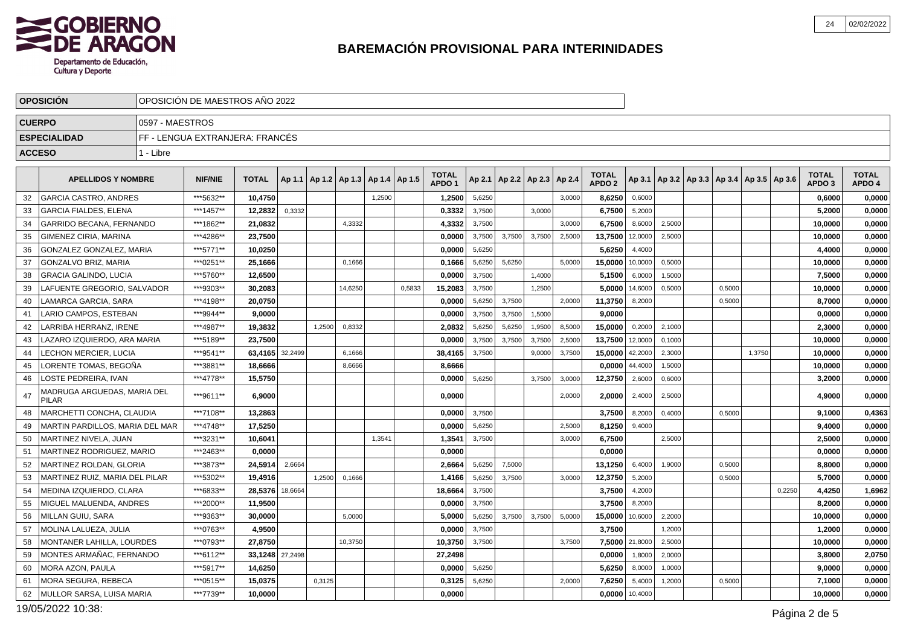# BAREMACIÓN PROVISIONAL PARA INTERINIDADES

| OPOSICIÓN | OPOSICIÓN DE MAESTROS AÑO 2022 |
|---|---|
| CUERPO | 0597 - MAESTROS |
| ESPECIALIDAD | FF - LENGUA EXTRANJERA: FRANCÉS |
| ACCESO | 1 - Libre |

| | APELLIDOS Y NOMBRE | NIF/NIE | TOTAL | Ap 1.1 | Ap 1.2 | Ap 1.3 | Ap 1.4 | Ap 1.5 | TOTAL APDO 1 | Ap 2.1 | Ap 2.2 | Ap 2.3 | Ap 2.4 | TOTAL APDO 2 | Ap 3.1 | Ap 3.2 | Ap 3.3 | Ap 3.4 | Ap 3.5 | Ap 3.6 | TOTAL APDO 3 | TOTAL APDO 4 |
|---|---|---|---|---|---|---|---|---|---|---|---|---|---|---|---|---|---|---|---|---|---|---|
| 32 | GARCIA CASTRO, ANDRES | ***5632** | 10,4750 | | | | 1,2500 | | 1,2500 | 5,6250 | | | 3,0000 | 8,6250 | 0,6000 | | | | | | 0,6000 | 0,0000 |
| 33 | GARCIA FIALDES, ELENA | ***1457** | 12,2832 | 0,3332 | | | | | 0,3332 | 3,7500 | | 3,0000 | | 6,7500 | 5,2000 | | | | | | 5,2000 | 0,0000 |
| 34 | GARRIDO BECANA, FERNANDO | ***1862** | 21,0832 | | | 4,3332 | | | 4,3332 | 3,7500 | | | 3,0000 | 6,7500 | 8,6000 | 2,5000 | | | | | 10,0000 | 0,0000 |
| 35 | GIMENEZ CIRIA, MARINA | ***4286** | 23,7500 | | | | | | 0,0000 | 3,7500 | 3,7500 | 3,7500 | 2,5000 | 13,7500 | 12,0000 | 2,5000 | | | | | 10,0000 | 0,0000 |
| 36 | GONZALEZ GONZALEZ, MARIA | ***5771** | 10,0250 | | | | | | 0,0000 | 5,6250 | | | | 5,6250 | 4,4000 | | | | | | 4,4000 | 0,0000 |
| 37 | GONZALVO BRIZ, MARIA | ***0251** | 25,1666 | | | 0,1666 | | | 0,1666 | 5,6250 | 5,6250 | | 5,0000 | 15,0000 | 10,0000 | 0,5000 | | | | | 10,0000 | 0,0000 |
| 38 | GRACIA GALINDO, LUCIA | ***5760** | 12,6500 | | | | | | 0,0000 | 3,7500 | | 1,4000 | | 5,1500 | 6,0000 | 1,5000 | | | | | 7,5000 | 0,0000 |
| 39 | LAFUENTE GREGORIO, SALVADOR | ***9303** | 30,2083 | | | 14,6250 | | 0,5833 | 15,2083 | 3,7500 | | 1,2500 | | 5,0000 | 14,6000 | 0,5000 | | 0,5000 | | | 10,0000 | 0,0000 |
| 40 | LAMARCA GARCIA, SARA | ***4198** | 20,0750 | | | | | | 0,0000 | 5,6250 | 3,7500 | | 2,0000 | 11,3750 | 8,2000 | | | 0,5000 | | | 8,7000 | 0,0000 |
| 41 | LARIO CAMPOS, ESTEBAN | ***9944** | 9,0000 | | | | | | 0,0000 | 3,7500 | 3,7500 | 1,5000 | | 9,0000 | | | | | | | 0,0000 | 0,0000 |
| 42 | LARRIBA HERRANZ, IRENE | ***4987** | 19,3832 | | 1,2500 | 0,8332 | | | 2,0832 | 5,6250 | 5,6250 | 1,9500 | 8,5000 | 15,0000 | 0,2000 | 2,1000 | | | | | 2,3000 | 0,0000 |
| 43 | LAZARO IZQUIERDO, ARA MARIA | ***5189** | 23,7500 | | | | | | 0,0000 | 3,7500 | 3,7500 | 3,7500 | 2,5000 | 13,7500 | 12,0000 | 0,1000 | | | | | 10,0000 | 0,0000 |
| 44 | LECHON MERCIER, LUCIA | ***9541** | 63,4165 | 32,2499 | | 6,1666 | | | 38,4165 | 3,7500 | | 9,0000 | 3,7500 | 15,0000 | 42,2000 | 2,3000 | | | 1,3750 | | 10,0000 | 0,0000 |
| 45 | LORENTE TOMAS, BEGOÑA | ***3881** | 18,6666 | | | 8,6666 | | | 8,6666 | | | | | 0,0000 | 44,4000 | 1,5000 | | | | | 10,0000 | 0,0000 |
| 46 | LOSTE PEDREIRA, IVAN | ***4778** | 15,5750 | | | | | | 0,0000 | 5,6250 | | 3,7500 | 3,0000 | 12,3750 | 2,6000 | 0,6000 | | | | | 3,2000 | 0,0000 |
| 47 | MADRUGA ARGUEDAS, MARIA DEL PILAR | ***9611** | 6,9000 | | | | | | 0,0000 | | | | 2,0000 | 2,0000 | 2,4000 | 2,5000 | | | | | 4,9000 | 0,0000 |
| 48 | MARCHETTI CONCHA, CLAUDIA | ***7108** | 13,2863 | | | | | | 0,0000 | 3,7500 | | | | 3,7500 | 8,2000 | 0,4000 | | 0,5000 | | | 9,1000 | 0,4363 |
| 49 | MARTIN PARDILLOS, MARIA DEL MAR | ***4748** | 17,5250 | | | | | | 0,0000 | 5,6250 | | | 2,5000 | 8,1250 | 9,4000 | | | | | | 9,4000 | 0,0000 |
| 50 | MARTINEZ NIVELA, JUAN | ***3231** | 10,6041 | | | | 1,3541 | | 1,3541 | 3,7500 | | | 3,0000 | 6,7500 | | 2,5000 | | | | | 2,5000 | 0,0000 |
| 51 | MARTINEZ RODRIGUEZ, MARIO | ***2463** | 0,0000 | | | | | | 0,0000 | | | | | 0,0000 | | | | | | | 0,0000 | 0,0000 |
| 52 | MARTINEZ ROLDAN, GLORIA | ***3873** | 24,5914 | 2,6664 | | | | | 2,6664 | 5,6250 | 7,5000 | | | 13,1250 | 6,4000 | 1,9000 | | 0,5000 | | | 8,8000 | 0,0000 |
| 53 | MARTINEZ RUIZ, MARIA DEL PILAR | ***5302** | 19,4916 | | 1,2500 | 0,1666 | | | 1,4166 | 5,6250 | 3,7500 | | 3,0000 | 12,3750 | 5,2000 | | | 0,5000 | | | 5,7000 | 0,0000 |
| 54 | MEDINA IZQUIERDO, CLARA | ***6833** | 28,5376 | 18,6664 | | | | | 18,6664 | 3,7500 | | | | 3,7500 | 4,2000 | | | | | 0,2250 | 4,4250 | 1,6962 |
| 55 | MIGUEL MALUENDA, ANDRES | ***2000** | 11,9500 | | | | | | 0,0000 | 3,7500 | | | | 3,7500 | 8,2000 | | | | | | 8,2000 | 0,0000 |
| 56 | MILLAN GUIU, SARA | ***9363** | 30,0000 | | | 5,0000 | | | 5,0000 | 5,6250 | 3,7500 | 3,7500 | 5,0000 | 15,0000 | 10,6000 | 2,2000 | | | | | 10,0000 | 0,0000 |
| 57 | MOLINA LALUEZA, JULIA | ***0763** | 4,9500 | | | | | | 0,0000 | 3,7500 | | | | 3,7500 | | 1,2000 | | | | | 1,2000 | 0,0000 |
| 58 | MONTANER LAHILLA, LOURDES | ***0793** | 27,8750 | | | 10,3750 | | | 10,3750 | 3,7500 | | | 3,7500 | 7,5000 | 21,8000 | 2,5000 | | | | | 10,0000 | 0,0000 |
| 59 | MONTES ARMAÑAC, FERNANDO | ***6112** | 33,1248 | 27,2498 | | | | | 27,2498 | | | | | 0,0000 | 1,8000 | 2,0000 | | | | | 3,8000 | 2,0750 |
| 60 | MORA AZON, PAULA | ***5917** | 14,6250 | | | | | | 0,0000 | 5,6250 | | | | 5,6250 | 8,0000 | 1,0000 | | | | | 9,0000 | 0,0000 |
| 61 | MORA SEGURA, REBECA | ***0515** | 15,0375 | | 0,3125 | | | | 0,3125 | 5,6250 | | | 2,0000 | 7,6250 | 5,4000 | 1,2000 | | 0,5000 | | | 7,1000 | 0,0000 |
| 62 | MULLOR SARSA, LUISA MARIA | ***7739** | 10,0000 | | | | | | 0,0000 | | | | | 0,0000 | 10,4000 | | | | | | 10,0000 | 0,0000 |

19/05/2022 10:38: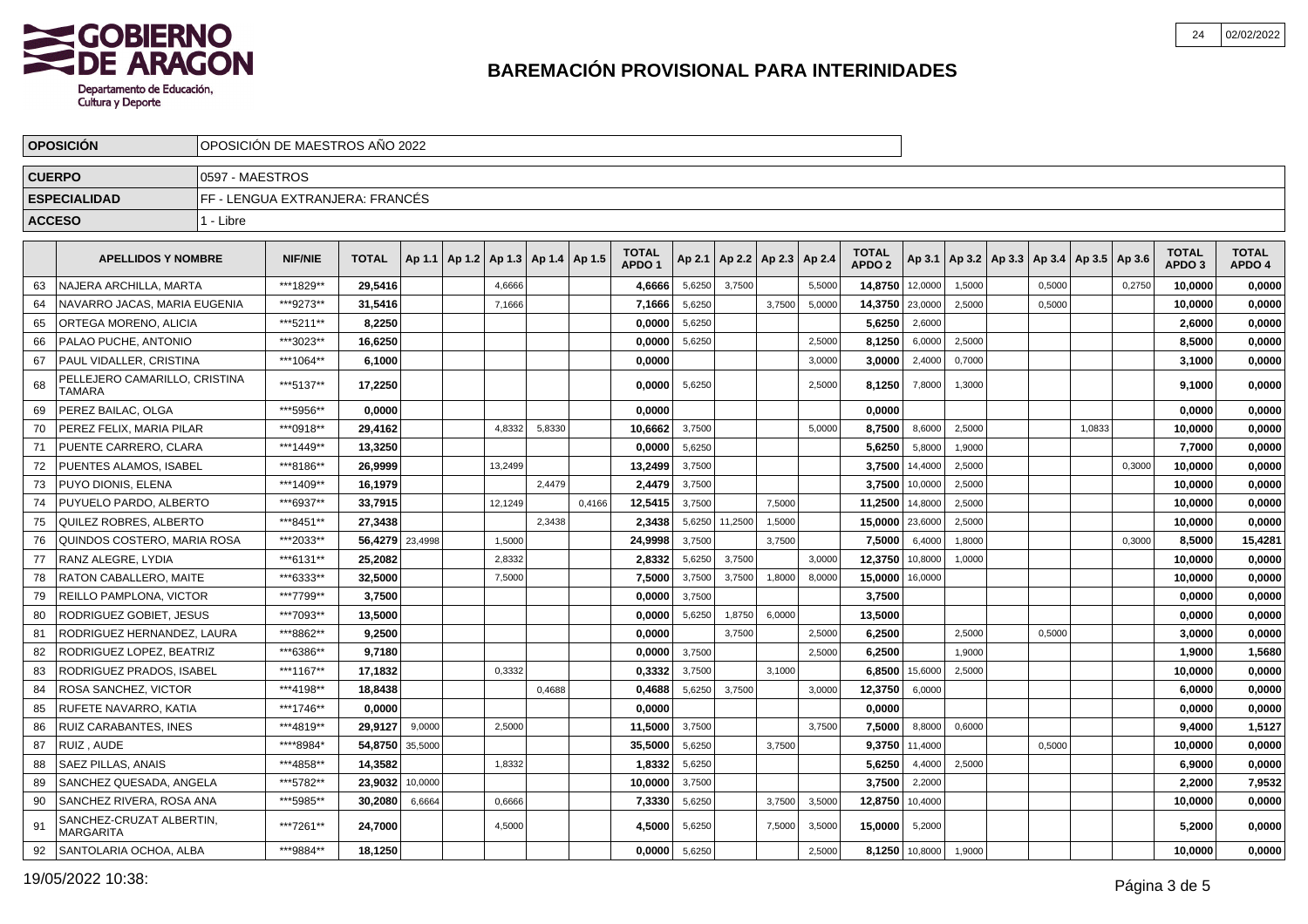# BAREMACIÓN PROVISIONAL PARA INTERINIDADES

| OPOSICIÓN | OPOSICIÓN DE MAESTROS AÑO 2022 |
|---|---|
| CUERPO | 0597 - MAESTROS |
| ESPECIALIDAD | FF - LENGUA EXTRANJERA: FRANCÉS |
| ACCESO | 1 - Libre |

| | APELLIDOS Y NOMBRE | NIF/NIE | TOTAL | Ap 1.1 | Ap 1.2 | Ap 1.3 | Ap 1.4 | Ap 1.5 | TOTAL APDO 1 | Ap 2.1 | Ap 2.2 | Ap 2.3 | Ap 2.4 | TOTAL APDO 2 | Ap 3.1 | Ap 3.2 | Ap 3.3 | Ap 3.4 | Ap 3.5 | Ap 3.6 | TOTAL APDO 3 | TOTAL APDO 4 |
|---|---|---|---|---|---|---|---|---|---|---|---|---|---|---|---|---|---|---|---|---|---|---|
| 63 | NAJERA ARCHILLA, MARTA | ***1829** | 29,5416 | | | 4,6666 | | | 4,6666 | 5,6250 | 3,7500 | | 5,5000 | 14,8750 | 12,0000 | 1,5000 | | 0,5000 | | 0,2750 | 10,0000 | 0,0000 |
| 64 | NAVARRO JACAS, MARIA EUGENIA | ***9273** | 31,5416 | | | 7,1666 | | | 7,1666 | 5,6250 | | 3,7500 | 5,0000 | 14,3750 | 23,0000 | 2,5000 | | 0,5000 | | | 10,0000 | 0,0000 |
| 65 | ORTEGA MORENO, ALICIA | ***5211** | 8,2250 | | | | | | 0,0000 | 5,6250 | | | | 5,6250 | 2,6000 | | | | | | 2,6000 | 0,0000 |
| 66 | PALAO PUCHE, ANTONIO | ***3023** | 16,6250 | | | | | | 0,0000 | 5,6250 | | | 2,5000 | 8,1250 | 6,0000 | 2,5000 | | | | | 8,5000 | 0,0000 |
| 67 | PAUL VIDALLER, CRISTINA | ***1064** | 6,1000 | | | | | | 0,0000 | | | | 3,0000 | 3,0000 | 2,4000 | 0,7000 | | | | | 3,1000 | 0,0000 |
| 68 | PELLEJERO CAMARILLO, CRISTINA TAMARA | ***5137** | 17,2250 | | | | | | 0,0000 | 5,6250 | | | 2,5000 | 8,1250 | 7,8000 | 1,3000 | | | | | 9,1000 | 0,0000 |
| 69 | PEREZ BAILAC, OLGA | ***5956** | 0,0000 | | | | | | 0,0000 | | | | | 0,0000 | | | | | | | 0,0000 | 0,0000 |
| 70 | PEREZ FELIX, MARIA PILAR | ***0918** | 29,4162 | | | 4,8332 | 5,8330 | | 10,6662 | 3,7500 | | | 5,0000 | 8,7500 | 8,6000 | 2,5000 | | | 1,0833 | | 10,0000 | 0,0000 |
| 71 | PUENTE CARRERO, CLARA | ***1449** | 13,3250 | | | | | | 0,0000 | 5,6250 | | | | 5,6250 | 5,8000 | 1,9000 | | | | | 7,7000 | 0,0000 |
| 72 | PUENTES ALAMOS, ISABEL | ***8186** | 26,9999 | | | 13,2499 | | | 13,2499 | 3,7500 | | | | 3,7500 | 14,4000 | 2,5000 | | | | 0,3000 | 10,0000 | 0,0000 |
| 73 | PUYO DIONIS, ELENA | ***1409** | 16,1979 | | | | 2,4479 | | 2,4479 | 3,7500 | | | | 3,7500 | 10,0000 | 2,5000 | | | | | 10,0000 | 0,0000 |
| 74 | PUYUELO PARDO, ALBERTO | ***6937** | 33,7915 | | | 12,1249 | | 0,4166 | 12,5415 | 3,7500 | | 7,5000 | | 11,2500 | 14,8000 | 2,5000 | | | | | 10,0000 | 0,0000 |
| 75 | QUILEZ ROBRES, ALBERTO | ***8451** | 27,3438 | | | | 2,3438 | | 2,3438 | 5,6250 | 11,2500 | 1,5000 | | 15,0000 | 23,6000 | 2,5000 | | | | | 10,0000 | 0,0000 |
| 76 | QUINDOS COSTERO, MARIA ROSA | ***2033** | 56,4279 | 23,4998 | | 1,5000 | | | 24,9998 | 3,7500 | | 3,7500 | | 7,5000 | 6,4000 | 1,8000 | | | | 0,3000 | 8,5000 | 15,4281 |
| 77 | RANZ ALEGRE, LYDIA | ***6131** | 25,2082 | | | 2,8332 | | | 2,8332 | 5,6250 | 3,7500 | | 3,0000 | 12,3750 | 10,8000 | 1,0000 | | | | | 10,0000 | 0,0000 |
| 78 | RATON CABALLERO, MAITE | ***6333** | 32,5000 | | | 7,5000 | | | 7,5000 | 3,7500 | 3,7500 | 1,8000 | 8,0000 | 15,0000 | 16,0000 | | | | | | 10,0000 | 0,0000 |
| 79 | REILLO PAMPLONA, VICTOR | ***7799** | 3,7500 | | | | | | 0,0000 | 3,7500 | | | | 3,7500 | | | | | | | 0,0000 | 0,0000 |
| 80 | RODRIGUEZ GOBIET, JESUS | ***7093** | 13,5000 | | | | | | 0,0000 | 5,6250 | 1,8750 | 6,0000 | | 13,5000 | | | | | | | 0,0000 | 0,0000 |
| 81 | RODRIGUEZ HERNANDEZ, LAURA | ***8862** | 9,2500 | | | | | | 0,0000 | | 3,7500 | | 2,5000 | 6,2500 | | 2,5000 | | 0,5000 | | | 3,0000 | 0,0000 |
| 82 | RODRIGUEZ LOPEZ, BEATRIZ | ***6386** | 9,7180 | | | | | | 0,0000 | 3,7500 | | | 2,5000 | 6,2500 | | 1,9000 | | | | | 1,9000 | 1,5680 |
| 83 | RODRIGUEZ PRADOS, ISABEL | ***1167** | 17,1832 | | | 0,3332 | | | 0,3332 | 3,7500 | | 3,1000 | | 6,8500 | 15,6000 | 2,5000 | | | | | 10,0000 | 0,0000 |
| 84 | ROSA SANCHEZ, VICTOR | ***4198** | 18,8438 | | | | 0,4688 | | 0,4688 | 5,6250 | 3,7500 | | 3,0000 | 12,3750 | 6,0000 | | | | | | 6,0000 | 0,0000 |
| 85 | RUFETE NAVARRO, KATIA | ***1746** | 0,0000 | | | | | | 0,0000 | | | | | 0,0000 | | | | | | | 0,0000 | 0,0000 |
| 86 | RUIZ CARABANTES, INES | ***4819** | 29,9127 | 9,0000 | | 2,5000 | | | 11,5000 | 3,7500 | | | 3,7500 | 7,5000 | 8,8000 | 0,6000 | | | | | 9,4000 | 1,5127 |
| 87 | RUIZ , AUDE | ****8984* | 54,8750 | 35,5000 | | | | | 35,5000 | 5,6250 | | 3,7500 | | 9,3750 | 11,4000 | | | 0,5000 | | | 10,0000 | 0,0000 |
| 88 | SAEZ PILLAS, ANAIS | ***4858** | 14,3582 | | | 1,8332 | | | 1,8332 | 5,6250 | | | | 5,6250 | 4,4000 | 2,5000 | | | | | 6,9000 | 0,0000 |
| 89 | SANCHEZ QUESADA, ANGELA | ***5782** | 23,9032 | 10,0000 | | | | | 10,0000 | 3,7500 | | | | 3,7500 | 2,2000 | | | | | | 2,2000 | 7,9532 |
| 90 | SANCHEZ RIVERA, ROSA ANA | ***5985** | 30,2080 | 6,6664 | | 0,6666 | | | 7,3330 | 5,6250 | | 3,7500 | 3,5000 | 12,8750 | 10,4000 | | | | | | 10,0000 | 0,0000 |
| 91 | SANCHEZ-CRUZAT ALBERTIN, MARGARITA | ***7261** | 24,7000 | | | 4,5000 | | | 4,5000 | 5,6250 | | 7,5000 | 3,5000 | 15,0000 | 5,2000 | | | | | | 5,2000 | 0,0000 |
| 92 | SANTOLARIA OCHOA, ALBA | ***9884** | 18,1250 | | | | | | 0,0000 | 5,6250 | | | 2,5000 | 8,1250 | 10,8000 | 1,9000 | | | | | 10,0000 | 0,0000 |

19/05/2022 10:38: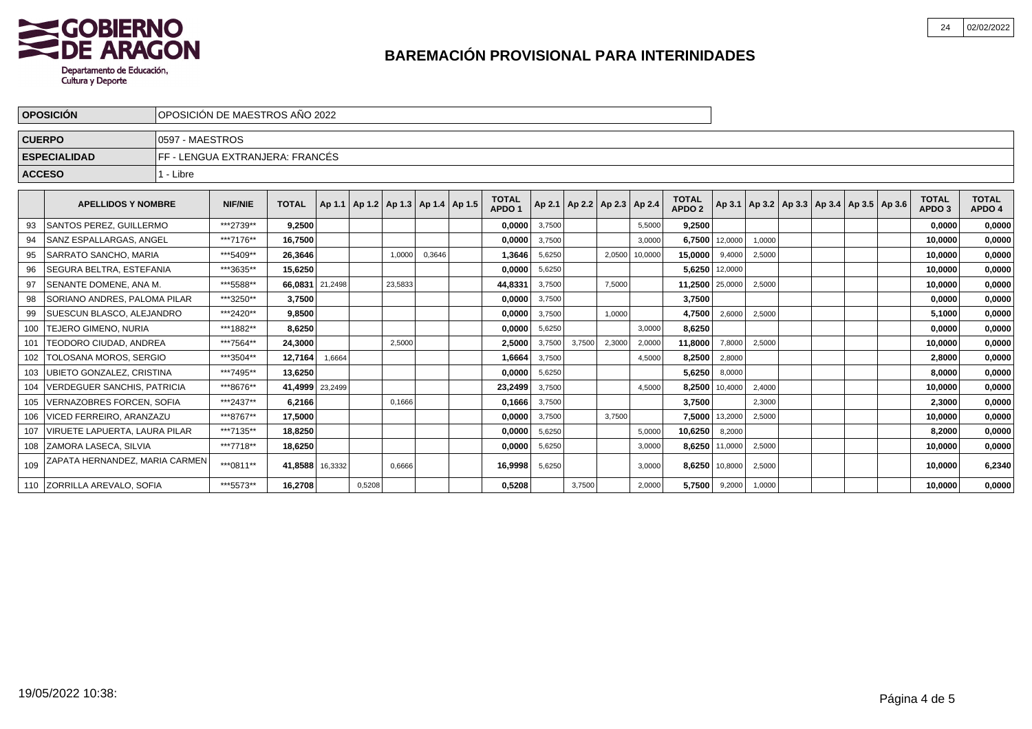# BAREMACIÓN PROVISIONAL PARA INTERINIDADES

| | |
|---|---|
| **OPOSICIÓN** | OPOSICIÓN DE MAESTROS AÑO 2022 |
| **CUERPO** | 0597 - MAESTROS |
| **ESPECIALIDAD** | FF - LENGUA EXTRANJERA: FRANCÉS |
| **ACCESO** | 1 - Libre |

| | APELLIDOS Y NOMBRE | NIF/NIE | TOTAL | Ap 1.1 | Ap 1.2 | Ap 1.3 | Ap 1.4 | Ap 1.5 | TOTAL APDO 1 | Ap 2.1 | Ap 2.2 | Ap 2.3 | Ap 2.4 | TOTAL APDO 2 | Ap 3.1 | Ap 3.2 | Ap 3.3 | Ap 3.4 | Ap 3.5 | Ap 3.6 | TOTAL APDO 3 | TOTAL APDO 4 |
|---|---|---|---|---|---|---|---|---|---|---|---|---|---|---|---|---|---|---|---|---|---|---|
| 93 | SANTOS PEREZ, GUILLERMO | ***2739** | **9,2500** | | | | | | **0,0000** | 3,7500 | | | 5,5000 | **9,2500** | | | | | | | **0,0000** | **0,0000** |
| 94 | SANZ ESPALLARGAS, ANGEL | ***7176** | **16,7500** | | | | | | **0,0000** | 3,7500 | | | 3,0000 | **6,7500** | 12,0000 | 1,0000 | | | | | **10,0000** | **0,0000** |
| 95 | SARRATO SANCHO, MARIA | ***5409** | **26,3646** | | | 1,0000 | 0,3646 | | **1,3646** | 5,6250 | | 2,0500 | 10,0000 | **15,0000** | 9,4000 | 2,5000 | | | | | **10,0000** | **0,0000** |
| 96 | SEGURA BELTRA, ESTEFANIA | ***3635** | **15,6250** | | | | | | **0,0000** | 5,6250 | | | | **5,6250** | 12,0000 | | | | | | **10,0000** | **0,0000** |
| 97 | SENANTE DOMENE, ANA M. | ***5588** | **66,0831** | 21,2498 | | 23,5833 | | | **44,8331** | 3,7500 | | 7,5000 | | **11,2500** | 25,0000 | 2,5000 | | | | | **10,0000** | **0,0000** |
| 98 | SORIANO ANDRES, PALOMA PILAR | ***3250** | **3,7500** | | | | | | **0,0000** | 3,7500 | | | | **3,7500** | | | | | | | **0,0000** | **0,0000** |
| 99 | SUESCUN BLASCO, ALEJANDRO | ***2420** | **9,8500** | | | | | | **0,0000** | 3,7500 | | 1,0000 | | **4,7500** | 2,6000 | 2,5000 | | | | | **5,1000** | **0,0000** |
| 100 | TEJERO GIMENO, NURIA | ***1882** | **8,6250** | | | | | | **0,0000** | 5,6250 | | | 3,0000 | **8,6250** | | | | | | | **0,0000** | **0,0000** |
| 101 | TEODORO CIUDAD, ANDREA | ***7564** | **24,3000** | | | 2,5000 | | | **2,5000** | 3,7500 | 3,7500 | 2,3000 | 2,0000 | **11,8000** | 7,8000 | 2,5000 | | | | | **10,0000** | **0,0000** |
| 102 | TOLOSANA MOROS, SERGIO | ***3504** | **12,7164** | 1,6664 | | | | | **1,6664** | 3,7500 | | | 4,5000 | **8,2500** | 2,8000 | | | | | | **2,8000** | **0,0000** |
| 103 | UBIETO GONZALEZ, CRISTINA | ***7495** | **13,6250** | | | | | | **0,0000** | 5,6250 | | | | **5,6250** | 8,0000 | | | | | | **8,0000** | **0,0000** |
| 104 | VERDEGUER SANCHIS, PATRICIA | ***8676** | **41,4999** | 23,2499 | | | | | **23,2499** | 3,7500 | | | 4,5000 | **8,2500** | 10,4000 | 2,4000 | | | | | **10,0000** | **0,0000** |
| 105 | VERNAZOBRES FORCEN, SOFIA | ***2437** | **6,2166** | | | 0,1666 | | | **0,1666** | 3,7500 | | | | **3,7500** | | 2,3000 | | | | | **2,3000** | **0,0000** |
| 106 | VICED FERREIRO, ARANZAZU | ***8767** | **17,5000** | | | | | | **0,0000** | 3,7500 | | 3,7500 | | **7,5000** | 13,2000 | 2,5000 | | | | | **10,0000** | **0,0000** |
| 107 | VIRUETE LAPUERTA, LAURA PILAR | ***7135** | **18,8250** | | | | | | **0,0000** | 5,6250 | | | 5,0000 | **10,6250** | 8,2000 | | | | | | **8,2000** | **0,0000** |
| 108 | ZAMORA LASECA, SILVIA | ***7718** | **18,6250** | | | | | | **0,0000** | 5,6250 | | | 3,0000 | **8,6250** | 11,0000 | 2,5000 | | | | | **10,0000** | **0,0000** |
| 109 | ZAPATA HERNANDEZ, MARIA CARMEN | ***0811** | **41,8588** | 16,3332 | | 0,6666 | | | **16,9998** | 5,6250 | | | 3,0000 | **8,6250** | 10,8000 | 2,5000 | | | | | **10,0000** | **6,2340** |
| 110 | ZORRILLA AREVALO, SOFIA | ***5573** | **16,2708** | | 0,5208 | | | | **0,5208** | | 3,7500 | | 2,0000 | **5,7500** | 9,2000 | 1,0000 | | | | | **10,0000** | **0,0000** |

19/05/2022 10:38: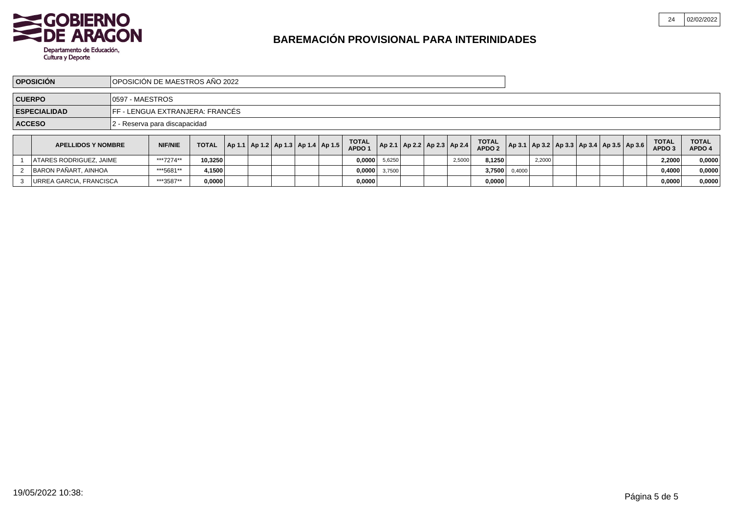# BAREMACIÓN PROVISIONAL PARA INTERINIDADES

| | |
|---|---|
| **OPOSICIÓN** | OPOSICIÓN DE MAESTROS AÑO 2022 |
| **CUERPO** | 0597 - MAESTROS |
| **ESPECIALIDAD** | FF - LENGUA EXTRANJERA: FRANCÉS |
| **ACCESO** | 2 - Reserva para discapacidad |

| | APELLIDOS Y NOMBRE | NIF/NIE | TOTAL | Ap 1.1 | Ap 1.2 | Ap 1.3 | Ap 1.4 | Ap 1.5 | TOTAL APDO 1 | Ap 2.1 | Ap 2.2 | Ap 2.3 | Ap 2.4 | TOTAL APDO 2 | Ap 3.1 | Ap 3.2 | Ap 3.3 | Ap 3.4 | Ap 3.5 | Ap 3.6 | TOTAL APDO 3 | TOTAL APDO 4 |
|---|---|---|---|---|---|---|---|---|---|---|---|---|---|---|---|---|---|---|---|---|---|---|
| 1 | ATARES RODRIGUEZ, JAIME | \*\*\*7274\*\* | **10,3250** | | | | | | **0,0000** | 5,6250 | | | 2,5000 | **8,1250** | | 2,2000 | | | | | **2,2000** | **0,0000** |
| 2 | BARON PAÑART, AINHOA | \*\*\*5681\*\* | **4,1500** | | | | | | **0,0000** | 3,7500 | | | | **3,7500** | 0,4000 | | | | | | **0,4000** | **0,0000** |
| 3 | URREA GARCIA, FRANCISCA | \*\*\*3587\*\* | **0,0000** | | | | | | **0,0000** | | | | | **0,0000** | | | | | | | **0,0000** | **0,0000** |